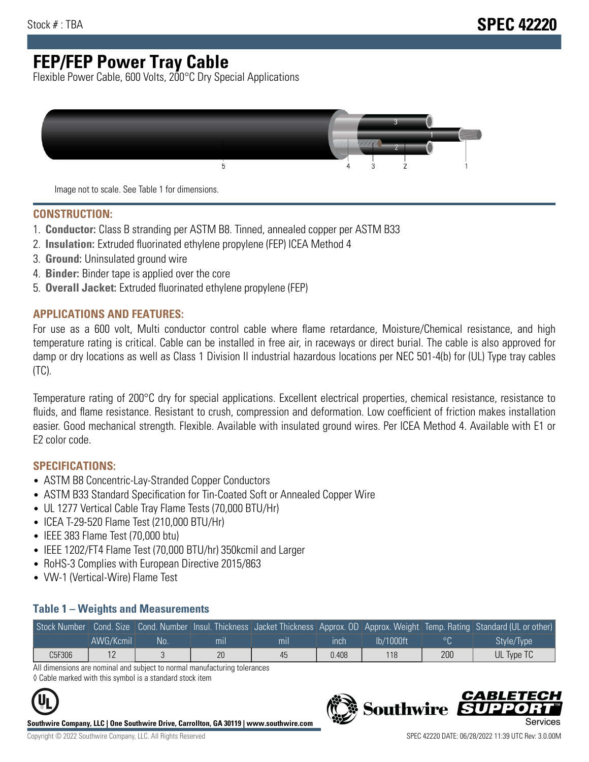Stock # : TBA

# SPEC 42220

# FEP/FEP Power Tray Cable

Flexible Power Cable, 600 Volts, 200°C Dry Special Applications

Image not to scale. See Table 1 for dimensions.

## CONSTRUCTION:

1. **Conductor:** Class B stranding per ASTM B8. Tinned, annealed copper per ASTM B33
2. **Insulation:** Extruded fluorinated ethylene propylene (FEP) ICEA Method 4
3. **Ground:** Uninsulated ground wire
4. **Binder:** Binder tape is applied over the core
5. **Overall Jacket:** Extruded fluorinated ethylene propylene (FEP)

## APPLICATIONS AND FEATURES:

For use as a 600 volt, Multi conductor control cable where flame retardance, Moisture/Chemical resistance, and high temperature rating is critical. Cable can be installed in free air, in raceways or direct burial. The cable is also approved for damp or dry locations as well as Class 1 Division II industrial hazardous locations per NEC 501-4(b) for (UL) Type tray cables (TC).

Temperature rating of 200°C dry for special applications. Excellent electrical properties, chemical resistance, resistance to fluids, and flame resistance. Resistant to crush, compression and deformation. Low coefficient of friction makes installation easier. Good mechanical strength. Flexible. Available with insulated ground wires. Per ICEA Method 4. Available with E1 or E2 color code.

## SPECIFICATIONS:

- ASTM B8 Concentric-Lay-Stranded Copper Conductors
- ASTM B33 Standard Specification for Tin-Coated Soft or Annealed Copper Wire
- UL 1277 Vertical Cable Tray Flame Tests (70,000 BTU/Hr)
- ICEA T-29-520 Flame Test (210,000 BTU/Hr)
- IEEE 383 Flame Test (70,000 btu)
- IEEE 1202/FT4 Flame Test (70,000 BTU/hr) 350kcmil and Larger
- RoHS-3 Complies with European Directive 2015/863
- VW-1 (Vertical-Wire) Flame Test

### Table 1 – Weights and Measurements

| Stock Number | Cond. Size | Cond. Number | Insul. Thickness | Jacket Thickness | Approx. OD | Approx. Weight | Temp. Rating | Standard (UL or other) |
|---|---|---|---|---|---|---|---|---|
| | AWG/Kcmil | No. | mil | mil | inch | lb/1000ft | °C | Style/Type |
| C5F306 | 12 | 3 | 20 | 45 | 0.408 | 118 | 200 | UL Type TC |

All dimensions are nominal and subject to normal manufacturing tolerances

◊ Cable marked with this symbol is a standard stock item

**Southwire Company, LLC | One Southwire Drive, Carrollton, GA 30119 | www.southwire.com**

Copyright © 2022 Southwire Company, LLC. All Rights Reserved

SPEC 42220 DATE: 06/28/2022 11:39 UTC Rev: 3.0.00M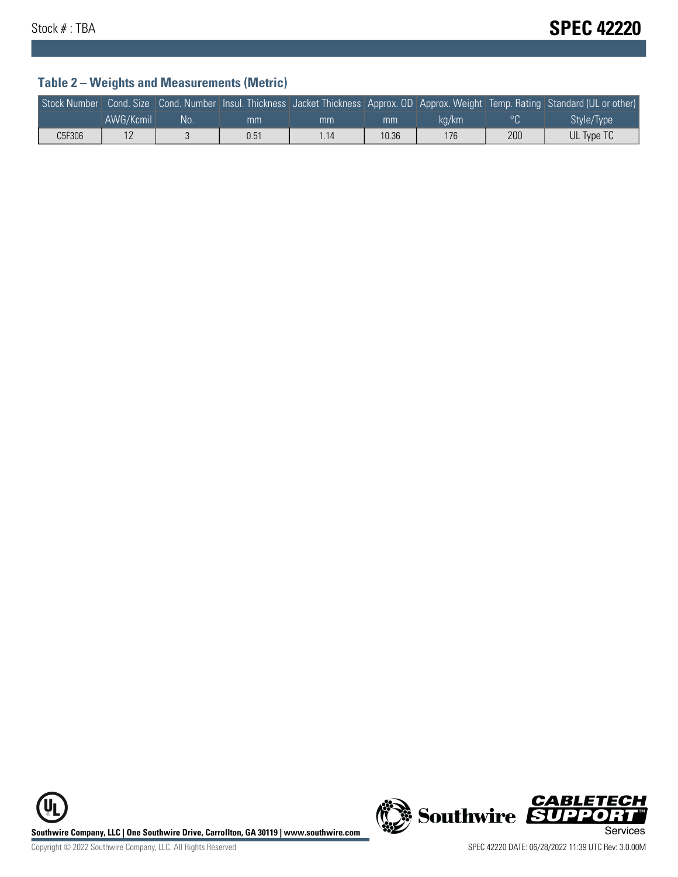### Table 2 – Weights and Measurements (Metric)

| Stock Number | Cond. Size | Cond. Number | Insul. Thickness | Jacket Thickness | Approx. OD | Approx. Weight | Temp. Rating | Standard (UL or other) |
|---|---|---|---|---|---|---|---|---|
| | AWG/Kcmil | No. | mm | mm | mm | kg/km | °C | Style/Type |
| C5F306 | 12 | 3 | 0.51 | 1.14 | 10.36 | 176 | 200 | UL Type TC |

**Southwire Company, LLC | One Southwire Drive, Carrollton, GA 30119 | www.southwire.com**

Copyright © 2022 Southwire Company, LLC. All Rights Reserved

SPEC 42220 DATE: 06/28/2022 11:39 UTC Rev: 3.0.00M